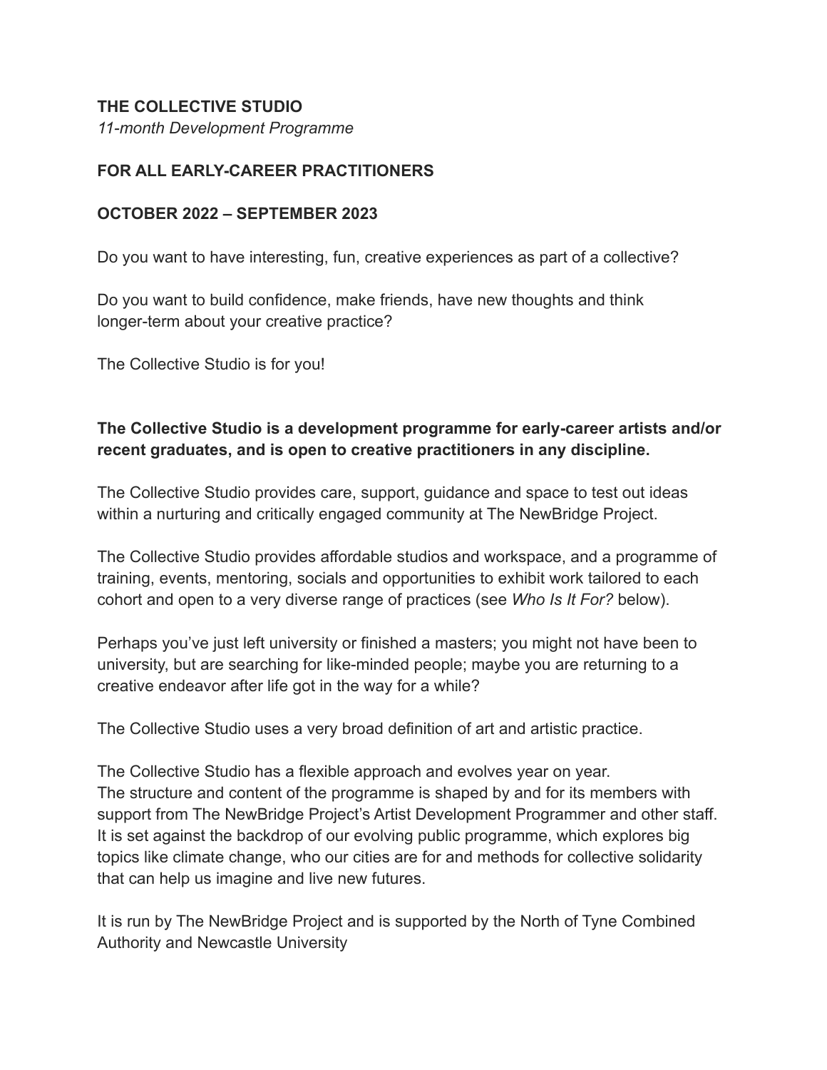**THE COLLECTIVE STUDIO**

*11-month Development Programme*

**FOR ALL EARLY-CAREER PRACTITIONERS**

**OCTOBER 2022 – SEPTEMBER 2023**

Do you want to have interesting, fun, creative experiences as part of a collective?

Do you want to build confidence, make friends, have new thoughts and think longer-term about your creative practice?

The Collective Studio is for you!

**The Collective Studio is a development programme for early-career artists and/or recent graduates, and is open to creative practitioners in any discipline.**

The Collective Studio provides care, support, guidance and space to test out ideas within a nurturing and critically engaged community at The NewBridge Project.

The Collective Studio provides affordable studios and workspace, and a programme of training, events, mentoring, socials and opportunities to exhibit work tailored to each cohort and open to a very diverse range of practices (see *Who Is It For?* below).

Perhaps you've just left university or finished a masters; you might not have been to university, but are searching for like-minded people; maybe you are returning to a creative endeavor after life got in the way for a while?

The Collective Studio uses a very broad definition of art and artistic practice.

The Collective Studio has a flexible approach and evolves year on year.
The structure and content of the programme is shaped by and for its members with support from The NewBridge Project's Artist Development Programmer and other staff. It is set against the backdrop of our evolving public programme, which explores big topics like climate change, who our cities are for and methods for collective solidarity that can help us imagine and live new futures.

It is run by The NewBridge Project and is supported by the North of Tyne Combined Authority and Newcastle University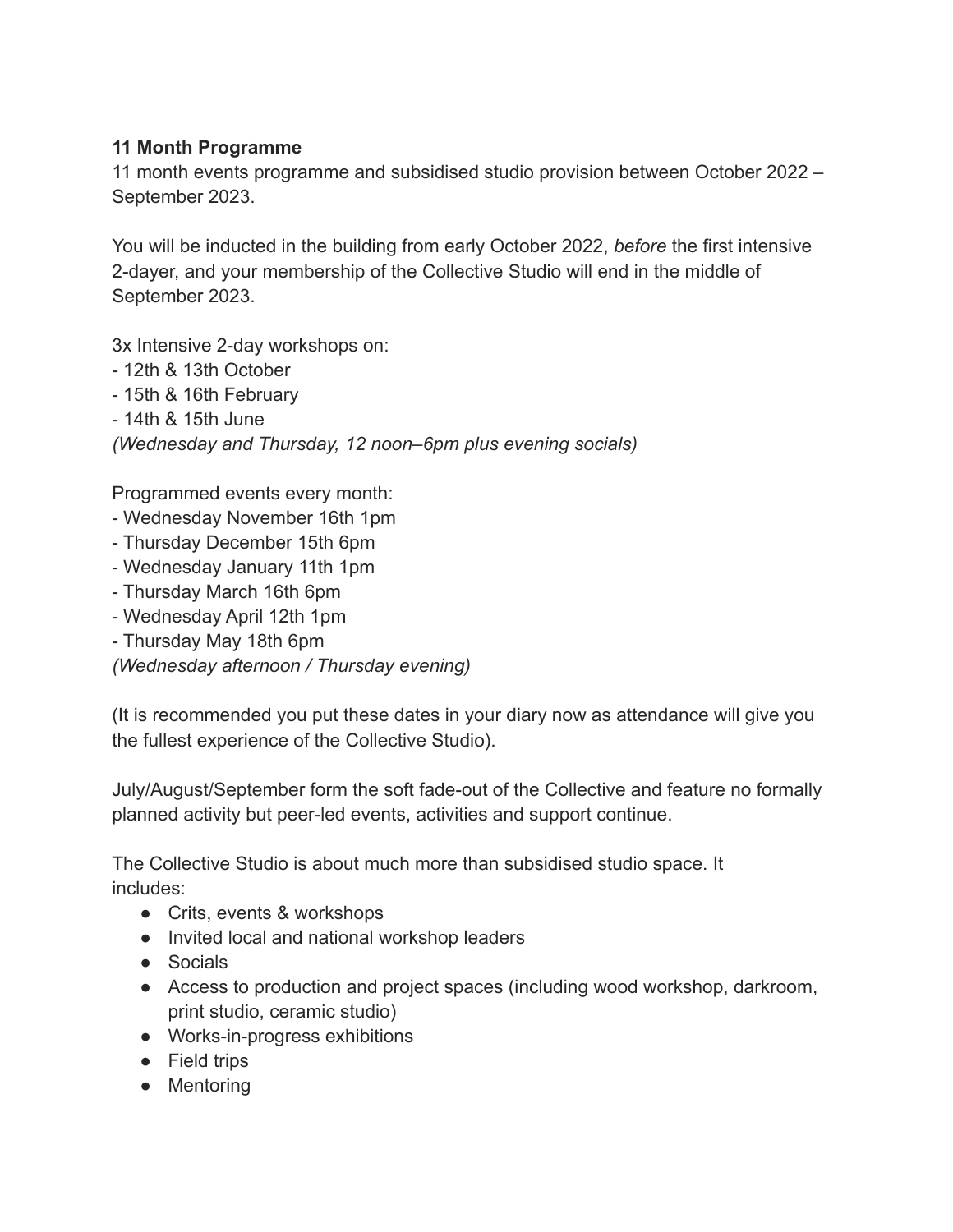**11 Month Programme**

11 month events programme and subsidised studio provision between October 2022 – September 2023.

You will be inducted in the building from early October 2022, *before* the first intensive 2-dayer, and your membership of the Collective Studio will end in the middle of September 2023.

3x Intensive 2-day workshops on:
- 12th & 13th October
- 15th & 16th February
- 14th & 15th June

*(Wednesday and Thursday, 12 noon–6pm plus evening socials)*

Programmed events every month:
- Wednesday November 16th 1pm
- Thursday December 15th 6pm
- Wednesday January 11th 1pm
- Thursday March 16th 6pm
- Wednesday April 12th 1pm
- Thursday May 18th 6pm

*(Wednesday afternoon / Thursday evening)*

(It is recommended you put these dates in your diary now as attendance will give you the fullest experience of the Collective Studio).

July/August/September form the soft fade-out of the Collective and feature no formally planned activity but peer-led events, activities and support continue.

The Collective Studio is about much more than subsidised studio space. It includes:

- Crits, events & workshops
- Invited local and national workshop leaders
- Socials
- Access to production and project spaces (including wood workshop, darkroom, print studio, ceramic studio)
- Works-in-progress exhibitions
- Field trips
- Mentoring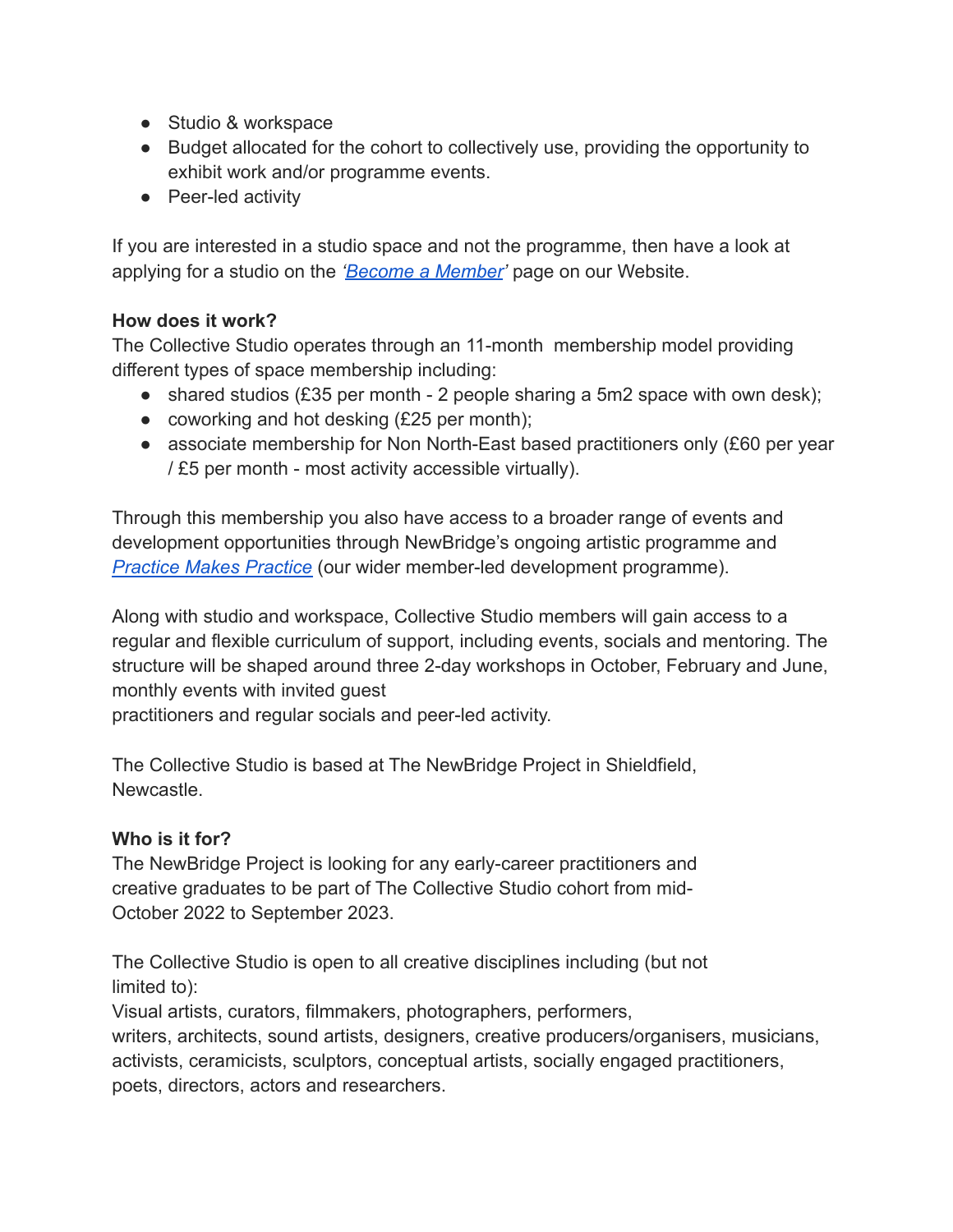- Studio & workspace
- Budget allocated for the cohort to collectively use, providing the opportunity to exhibit work and/or programme events.
- Peer-led activity

If you are interested in a studio space and not the programme, then have a look at applying for a studio on the *'Become a Member'* page on our Website.

**How does it work?**
The Collective Studio operates through an 11-month membership model providing different types of space membership including:

- shared studios (£35 per month - 2 people sharing a 5m2 space with own desk);
- coworking and hot desking (£25 per month);
- associate membership for Non North-East based practitioners only (£60 per year / £5 per month - most activity accessible virtually).

Through this membership you also have access to a broader range of events and development opportunities through NewBridge's ongoing artistic programme and *Practice Makes Practice* (our wider member-led development programme).

Along with studio and workspace, Collective Studio members will gain access to a regular and flexible curriculum of support, including events, socials and mentoring. The structure will be shaped around three 2-day workshops in October, February and June, monthly events with invited guest practitioners and regular socials and peer-led activity.

The Collective Studio is based at The NewBridge Project in Shieldfield, Newcastle.

**Who is it for?**
The NewBridge Project is looking for any early-career practitioners and creative graduates to be part of The Collective Studio cohort from mid-October 2022 to September 2023.

The Collective Studio is open to all creative disciplines including (but not limited to):
Visual artists, curators, filmmakers, photographers, performers, writers, architects, sound artists, designers, creative producers/organisers, musicians, activists, ceramicists, sculptors, conceptual artists, socially engaged practitioners, poets, directors, actors and researchers.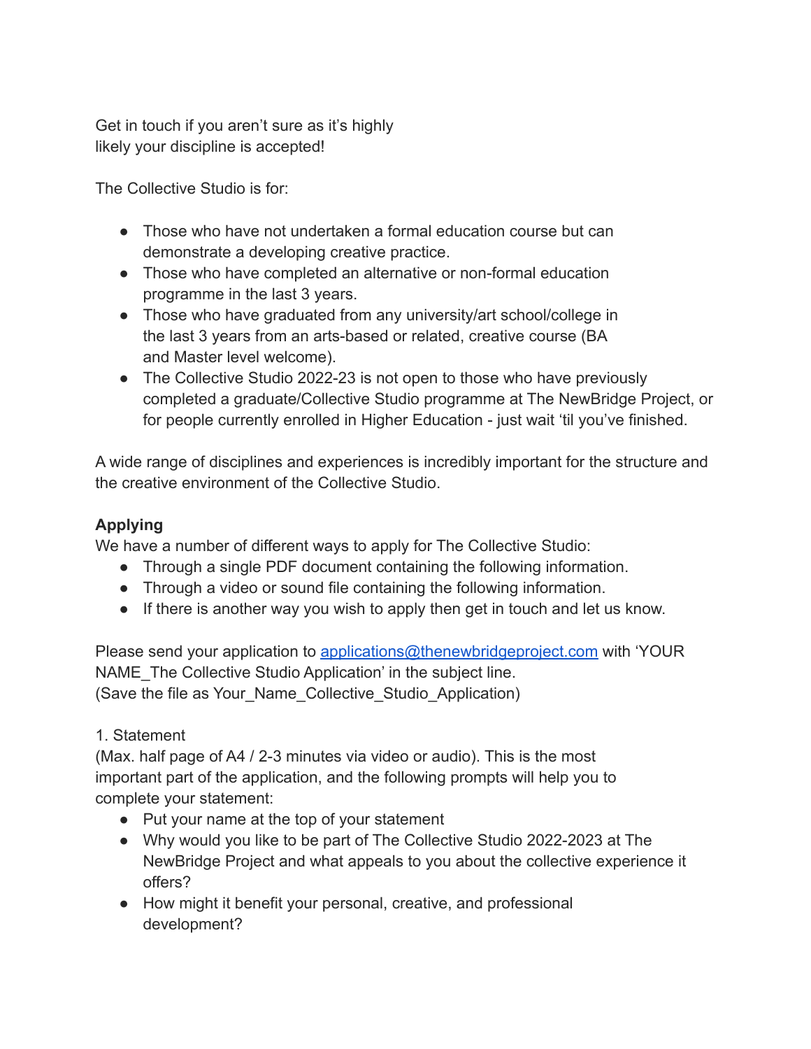Get in touch if you aren't sure as it's highly likely your discipline is accepted!

The Collective Studio is for:

- Those who have not undertaken a formal education course but can demonstrate a developing creative practice.
- Those who have completed an alternative or non-formal education programme in the last 3 years.
- Those who have graduated from any university/art school/college in the last 3 years from an arts-based or related, creative course (BA and Master level welcome).
- The Collective Studio 2022-23 is not open to those who have previously completed a graduate/Collective Studio programme at The NewBridge Project, or for people currently enrolled in Higher Education - just wait 'til you've finished.

A wide range of disciplines and experiences is incredibly important for the structure and the creative environment of the Collective Studio.

**Applying**

We have a number of different ways to apply for The Collective Studio:

- Through a single PDF document containing the following information.
- Through a video or sound file containing the following information.
- If there is another way you wish to apply then get in touch and let us know.

Please send your application to [applications@thenewbridgeproject.com](mailto:applications@thenewbridgeproject.com) with 'YOUR NAME_The Collective Studio Application' in the subject line.
(Save the file as Your_Name_Collective_Studio_Application)

1. Statement
(Max. half page of A4 / 2-3 minutes via video or audio). This is the most important part of the application, and the following prompts will help you to complete your statement:
   - Put your name at the top of your statement
   - Why would you like to be part of The Collective Studio 2022-2023 at The NewBridge Project and what appeals to you about the collective experience it offers?
   - How might it benefit your personal, creative, and professional development?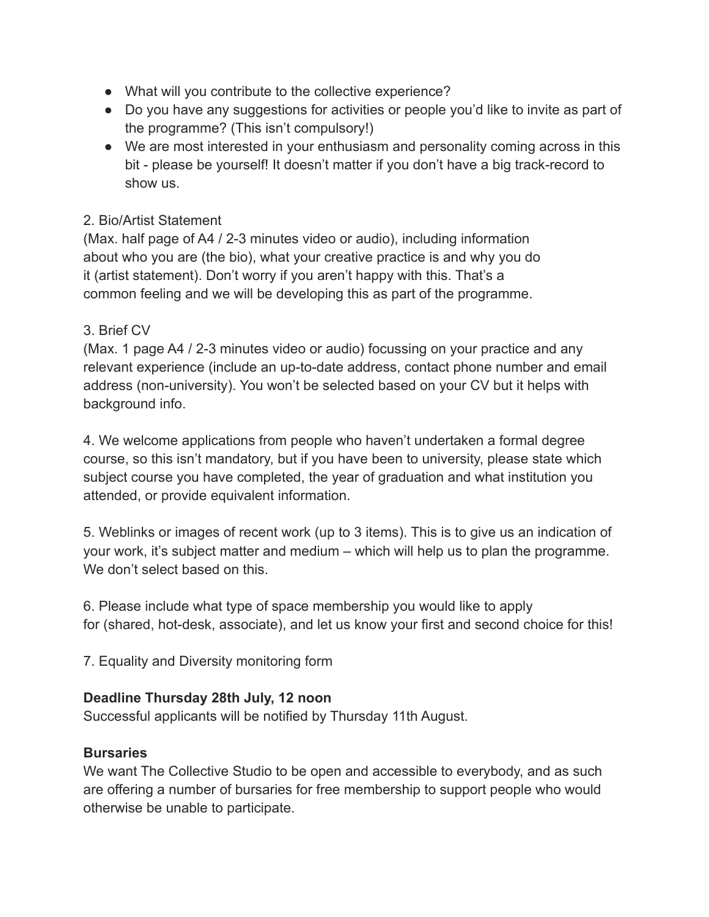- What will you contribute to the collective experience?
- Do you have any suggestions for activities or people you'd like to invite as part of the programme? (This isn't compulsory!)
- We are most interested in your enthusiasm and personality coming across in this bit - please be yourself! It doesn't matter if you don't have a big track-record to show us.

2. Bio/Artist Statement
(Max. half page of A4 / 2-3 minutes video or audio), including information about who you are (the bio), what your creative practice is and why you do it (artist statement). Don't worry if you aren't happy with this. That's a common feeling and we will be developing this as part of the programme.

3. Brief CV
(Max. 1 page A4 / 2-3 minutes video or audio) focussing on your practice and any relevant experience (include an up-to-date address, contact phone number and email address (non-university). You won't be selected based on your CV but it helps with background info.

4. We welcome applications from people who haven't undertaken a formal degree course, so this isn't mandatory, but if you have been to university, please state which subject course you have completed, the year of graduation and what institution you attended, or provide equivalent information.

5. Weblinks or images of recent work (up to 3 items). This is to give us an indication of your work, it's subject matter and medium – which will help us to plan the programme. We don't select based on this.

6. Please include what type of space membership you would like to apply for (shared, hot-desk, associate), and let us know your first and second choice for this!

7. Equality and Diversity monitoring form

**Deadline Thursday 28th July, 12 noon**
Successful applicants will be notified by Thursday 11th August.

**Bursaries**
We want The Collective Studio to be open and accessible to everybody, and as such are offering a number of bursaries for free membership to support people who would otherwise be unable to participate.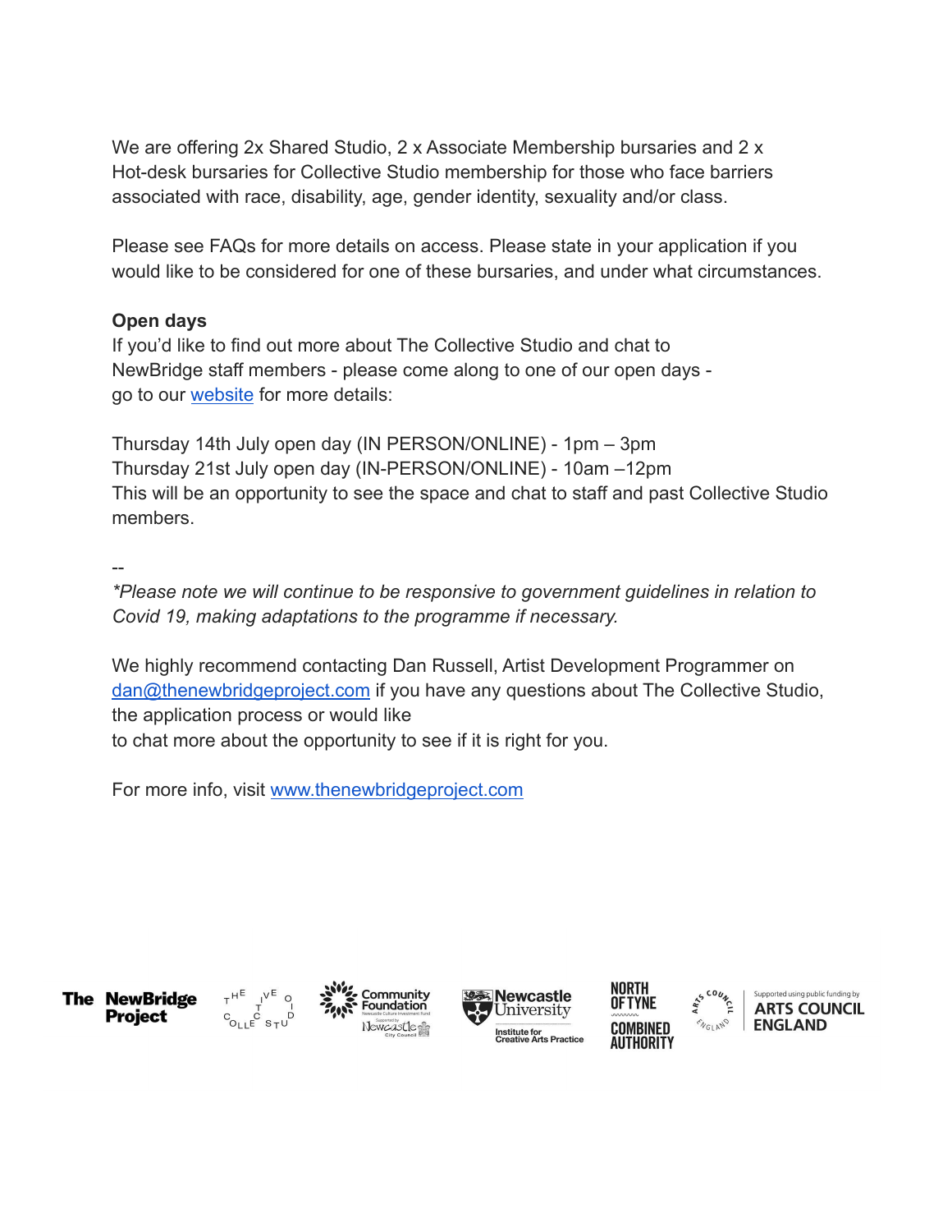We are offering 2x Shared Studio, 2 x Associate Membership bursaries and 2 x Hot-desk bursaries for Collective Studio membership for those who face barriers associated with race, disability, age, gender identity, sexuality and/or class.

Please see FAQs for more details on access. Please state in your application if you would like to be considered for one of these bursaries, and under what circumstances.

**Open days**

If you'd like to find out more about The Collective Studio and chat to NewBridge staff members - please come along to one of our open days - go to our [website](website) for more details:

Thursday 14th July open day (IN PERSON/ONLINE) - 1pm – 3pm
Thursday 21st July open day (IN-PERSON/ONLINE) - 10am –12pm
This will be an opportunity to see the space and chat to staff and past Collective Studio members.

--

*\*Please note we will continue to be responsive to government guidelines in relation to Covid 19, making adaptations to the programme if necessary.*

We highly recommend contacting Dan Russell, Artist Development Programmer on [dan@thenewbridgeproject.com](mailto:dan@thenewbridgeproject.com) if you have any questions about The Collective Studio, the application process or would like to chat more about the opportunity to see if it is right for you.

For more info, visit [www.thenewbridgeproject.com](http://www.thenewbridgeproject.com)

The NewBridge Project | The Collective Studio | Community Foundation – Newcastle Culture Investment Fund – Supported by Newcastle City Council | Newcastle University – Institute for Creative Arts Practice | North of Tyne Combined Authority | Supported using public funding by Arts Council England